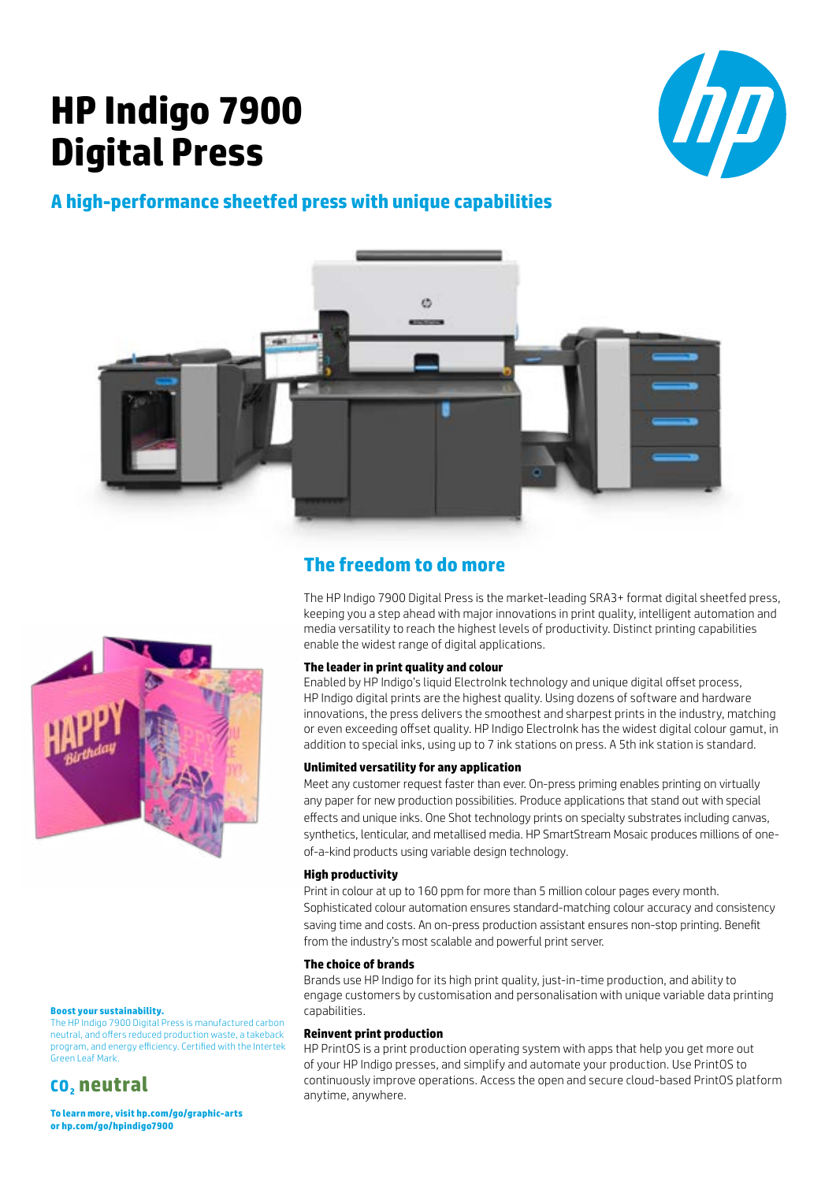# HP Indigo 7900 Digital Press

## A high-performance sheetfed press with unique capabilities

## The freedom to do more

The HP Indigo 7900 Digital Press is the market-leading SRA3+ format digital sheetfed press, keeping you a step ahead with major innovations in print quality, intelligent automation and media versatility to reach the highest levels of productivity. Distinct printing capabilities enable the widest range of digital applications.

**The leader in print quality and colour**

Enabled by HP Indigo's liquid ElectroInk technology and unique digital offset process, HP Indigo digital prints are the highest quality. Using dozens of software and hardware innovations, the press delivers the smoothest and sharpest prints in the industry, matching or even exceeding offset quality. HP Indigo ElectroInk has the widest digital colour gamut, in addition to special inks, using up to 7 ink stations on press. A 5th ink station is standard.

**Unlimited versatility for any application**

Meet any customer request faster than ever. On-press priming enables printing on virtually any paper for new production possibilities. Produce applications that stand out with special effects and unique inks. One Shot technology prints on specialty substrates including canvas, synthetics, lenticular, and metallised media. HP SmartStream Mosaic produces millions of one-of-a-kind products using variable design technology.

**High productivity**

Print in colour at up to 160 ppm for more than 5 million colour pages every month. Sophisticated colour automation ensures standard-matching colour accuracy and consistency saving time and costs. An on-press production assistant ensures non-stop printing. Benefit from the industry's most scalable and powerful print server.

**The choice of brands**

Brands use HP Indigo for its high print quality, just-in-time production, and ability to engage customers by customisation and personalisation with unique variable data printing capabilities.

**Reinvent print production**

HP PrintOS is a print production operating system with apps that help you get more out of your HP Indigo presses, and simplify and automate your production. Use PrintOS to continuously improve operations. Access the open and secure cloud-based PrintOS platform anytime, anywhere.

**Boost your sustainability.**

The HP Indigo 7900 Digital Press is manufactured carbon neutral, and offers reduced production waste, a takeback program, and energy efficiency. Certified with the Intertek Green Leaf Mark.

**$CO_2$ neutral**

**To learn more, visit hp.com/go/graphic-arts or hp.com/go/hpindigo7900**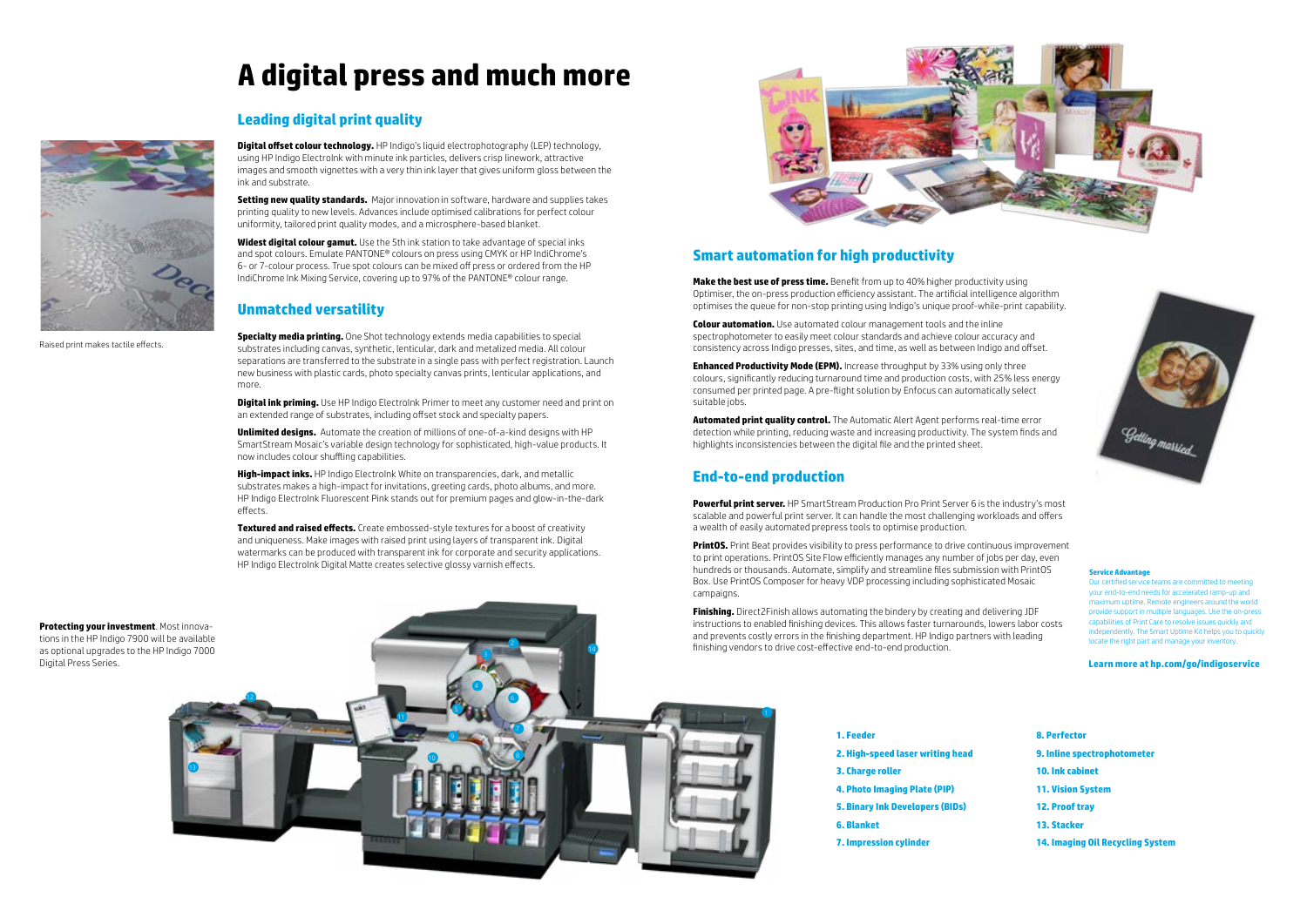# A digital press and much more

## Leading digital print quality

**Digital offset colour technology.** HP Indigo's liquid electrophotography (LEP) technology, using HP Indigo ElectroInk with minute ink particles, delivers crisp linework, attractive images and smooth vignettes with a very thin ink layer that gives uniform gloss between the ink and substrate.

**Setting new quality standards.** Major innovation in software, hardware and supplies takes printing quality to new levels. Advances include optimised calibrations for perfect colour uniformity, tailored print quality modes, and a microsphere-based blanket.

**Widest digital colour gamut.** Use the 5th ink station to take advantage of special inks and spot colours. Emulate PANTONE® colours on press using CMYK or HP IndiChrome's 6- or 7-colour process. True spot colours can be mixed off press or ordered from the HP IndiChrome Ink Mixing Service, covering up to 97% of the PANTONE® colour range.

Raised print makes tactile effects.

## Unmatched versatility

**Specialty media printing.** One Shot technology extends media capabilities to special substrates including canvas, synthetic, lenticular, dark and metalized media. All colour separations are transferred to the substrate in a single pass with perfect registration. Launch new business with plastic cards, photo specialty canvas prints, lenticular applications, and more.

**Digital ink priming.** Use HP Indigo ElectroInk Primer to meet any customer need and print on an extended range of substrates, including offset stock and specialty papers.

**Unlimited designs.** Automate the creation of millions of one-of-a-kind designs with HP SmartStream Mosaic's variable design technology for sophisticated, high-value products. It now includes colour shuffling capabilities.

**High-impact inks.** HP Indigo ElectroInk White on transparencies, dark, and metallic substrates makes a high-impact for invitations, greeting cards, photo albums, and more. HP Indigo ElectroInk Fluorescent Pink stands out for premium pages and glow-in-the-dark effects.

**Textured and raised effects.** Create embossed-style textures for a boost of creativity and uniqueness. Make images with raised print using layers of transparent ink. Digital watermarks can be produced with transparent ink for corporate and security applications. HP Indigo ElectroInk Digital Matte creates selective glossy varnish effects.

**Protecting your investment**. Most innovations in the HP Indigo 7900 will be available as optional upgrades to the HP Indigo 7000 Digital Press Series.

## Smart automation for high productivity

**Make the best use of press time.** Benefit from up to 40% higher productivity using Optimiser, the on-press production efficiency assistant. The artificial intelligence algorithm optimises the queue for non-stop printing using Indigo's unique proof-while-print capability.

**Colour automation.** Use automated colour management tools and the inline spectrophotometer to easily meet colour standards and achieve colour accuracy and consistency across Indigo presses, sites, and time, as well as between Indigo and offset.

**Enhanced Productivity Mode (EPM).** Increase throughput by 33% using only three colours, significantly reducing turnaround time and production costs, with 25% less energy consumed per printed page. A pre-flight solution by Enfocus can automatically select suitable jobs.

**Automated print quality control.** The Automatic Alert Agent performs real-time error detection while printing, reducing waste and increasing productivity. The system finds and highlights inconsistencies between the digital file and the printed sheet.

## End-to-end production

**Powerful print server.** HP SmartStream Production Pro Print Server 6 is the industry's most scalable and powerful print server. It can handle the most challenging workloads and offers a wealth of easily automated prepress tools to optimise production.

**PrintOS.** Print Beat provides visibility to press performance to drive continuous improvement to print operations. PrintOS Site Flow efficiently manages any number of jobs per day, even hundreds or thousands. Automate, simplify and streamline files submission with PrintOS Box. Use PrintOS Composer for heavy VDP processing including sophisticated Mosaic campaigns.

**Finishing.** Direct2Finish allows automating the bindery by creating and delivering JDF instructions to enabled finishing devices. This allows faster turnarounds, lowers labor costs and prevents costly errors in the finishing department. HP Indigo partners with leading finishing vendors to drive cost-effective end-to-end production.

**Service Advantage**

Our certified service teams are committed to meeting your end-to-end needs for accelerated ramp-up and maximum uptime. Remote engineers around the world provide support in multiple languages. Use the on-press capabilities of Print Care to resolve issues quickly and independently. The Smart Uptime Kit helps you to quickly locate the right part and manage your inventory.

**Learn more at hp.com/go/indigoservice**

1. Feeder
2. High-speed laser writing head
3. Charge roller
4. Photo Imaging Plate (PIP)
5. Binary Ink Developers (BIDs)
6. Blanket
7. Impression cylinder
8. Perfector
9. Inline spectrophotometer
10. Ink cabinet
11. Vision System
12. Proof tray
13. Stacker
14. Imaging Oil Recycling System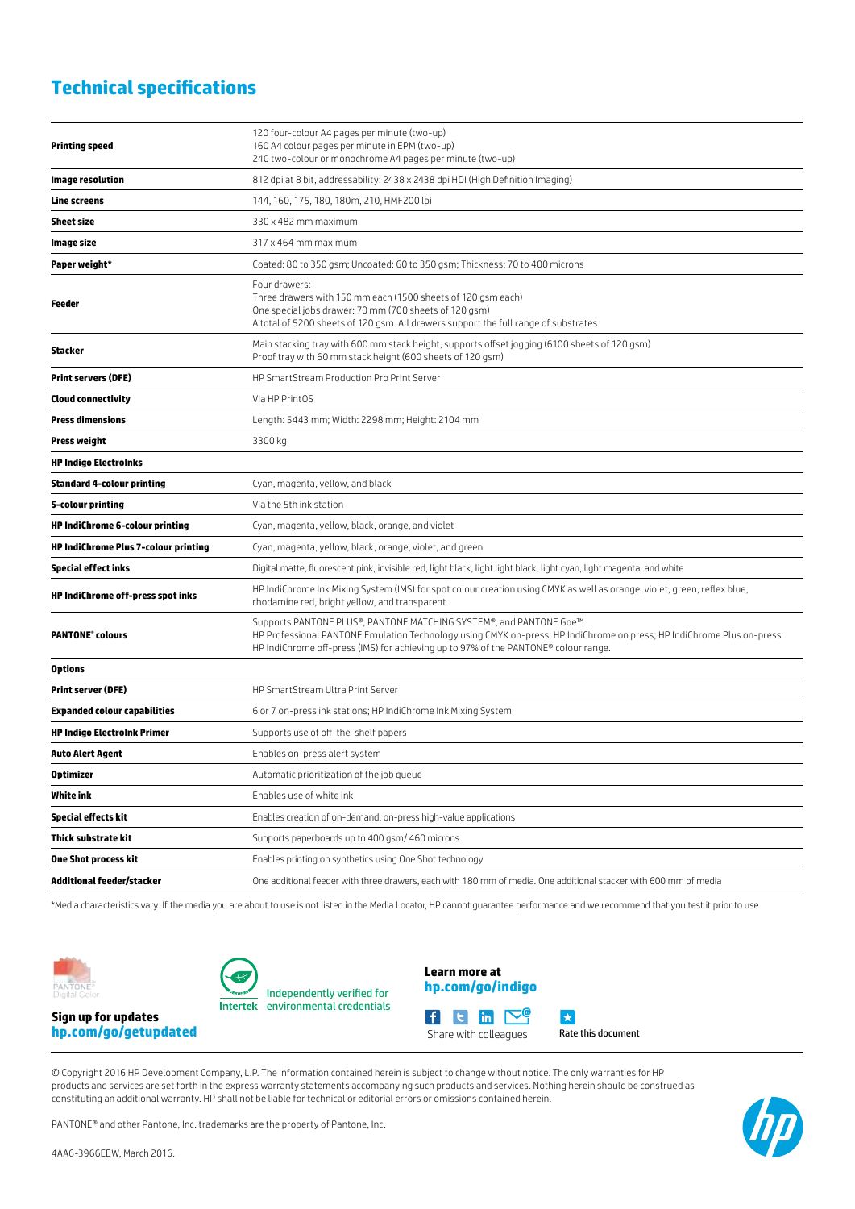# Technical specifications

| | |
|---|---|
| **Printing speed** | 120 four-colour A4 pages per minute (two-up)<br>160 A4 colour pages per minute in EPM (two-up)<br>240 two-colour or monochrome A4 pages per minute (two-up) |
| **Image resolution** | 812 dpi at 8 bit, addressability: 2438 x 2438 dpi HDI (High Definition Imaging) |
| **Line screens** | 144, 160, 175, 180, 180m, 210, HMF200 lpi |
| **Sheet size** | 330 x 482 mm maximum |
| **Image size** | 317 x 464 mm maximum |
| **Paper weight*** | Coated: 80 to 350 gsm; Uncoated: 60 to 350 gsm; Thickness: 70 to 400 microns |
| **Feeder** | Four drawers:<br>Three drawers with 150 mm each (1500 sheets of 120 gsm each)<br>One special jobs drawer: 70 mm (700 sheets of 120 gsm)<br>A total of 5200 sheets of 120 gsm. All drawers support the full range of substrates |
| **Stacker** | Main stacking tray with 600 mm stack height, supports offset jogging (6100 sheets of 120 gsm)<br>Proof tray with 60 mm stack height (600 sheets of 120 gsm) |
| **Print servers (DFE)** | HP SmartStream Production Pro Print Server |
| **Cloud connectivity** | Via HP PrintOS |
| **Press dimensions** | Length: 5443 mm; Width: 2298 mm; Height: 2104 mm |
| **Press weight** | 3300 kg |
| **HP Indigo ElectroInks** | |
| **Standard 4-colour printing** | Cyan, magenta, yellow, and black |
| **5-colour printing** | Via the 5th ink station |
| **HP IndiChrome 6-colour printing** | Cyan, magenta, yellow, black, orange, and violet |
| **HP IndiChrome Plus 7-colour printing** | Cyan, magenta, yellow, black, orange, violet, and green |
| **Special effect inks** | Digital matte, fluorescent pink, invisible red, light black, light light black, light cyan, light magenta, and white |
| **HP IndiChrome off-press spot inks** | HP IndiChrome Ink Mixing System (IMS) for spot colour creation using CMYK as well as orange, violet, green, reflex blue, rhodamine red, bright yellow, and transparent |
| **PANTONE® colours** | Supports PANTONE PLUS®, PANTONE MATCHING SYSTEM®, and PANTONE Goe™<br>HP Professional PANTONE Emulation Technology using CMYK on-press; HP IndiChrome Plus on-press<br>HP IndiChrome off-press (IMS) for achieving up to 97% of the PANTONE® colour range. |
| **Options** | |
| **Print server (DFE)** | HP SmartStream Ultra Print Server |
| **Expanded colour capabilities** | 6 or 7 on-press ink stations; HP IndiChrome Ink Mixing System |
| **HP Indigo ElectroInk Primer** | Supports use of off-the-shelf papers |
| **Auto Alert Agent** | Enables on-press alert system |
| **Optimizer** | Automatic prioritization of the job queue |
| **White ink** | Enables use of white ink |
| **Special effects kit** | Enables creation of on-demand, on-press high-value applications |
| **Thick substrate kit** | Supports paperboards up to 400 gsm/ 460 microns |
| **One Shot process kit** | Enables printing on synthetics using One Shot technology |
| **Additional feeder/stacker** | One additional feeder with three drawers, each with 180 mm of media. One additional stacker with 600 mm of media |

*Media characteristics vary. If the media you are about to use is not listed in the Media Locator, HP cannot guarantee performance and we recommend that you test it prior to use.

PANTONE® Digital Color

Intertek Independently verified for environmental credentials

**Sign up for updates**
**hp.com/go/getupdated**

**Learn more at**
**hp.com/go/indigo**

Share with colleagues

Rate this document

© Copyright 2016 HP Development Company, L.P. The information contained herein is subject to change without notice. The only warranties for HP products and services are set forth in the express warranty statements accompanying such products and services. Nothing herein should be construed as constituting an additional warranty. HP shall not be liable for technical or editorial errors or omissions contained herein.

PANTONE® and other Pantone, Inc. trademarks are the property of Pantone, Inc.

4AA6-3966EEW, March 2016.